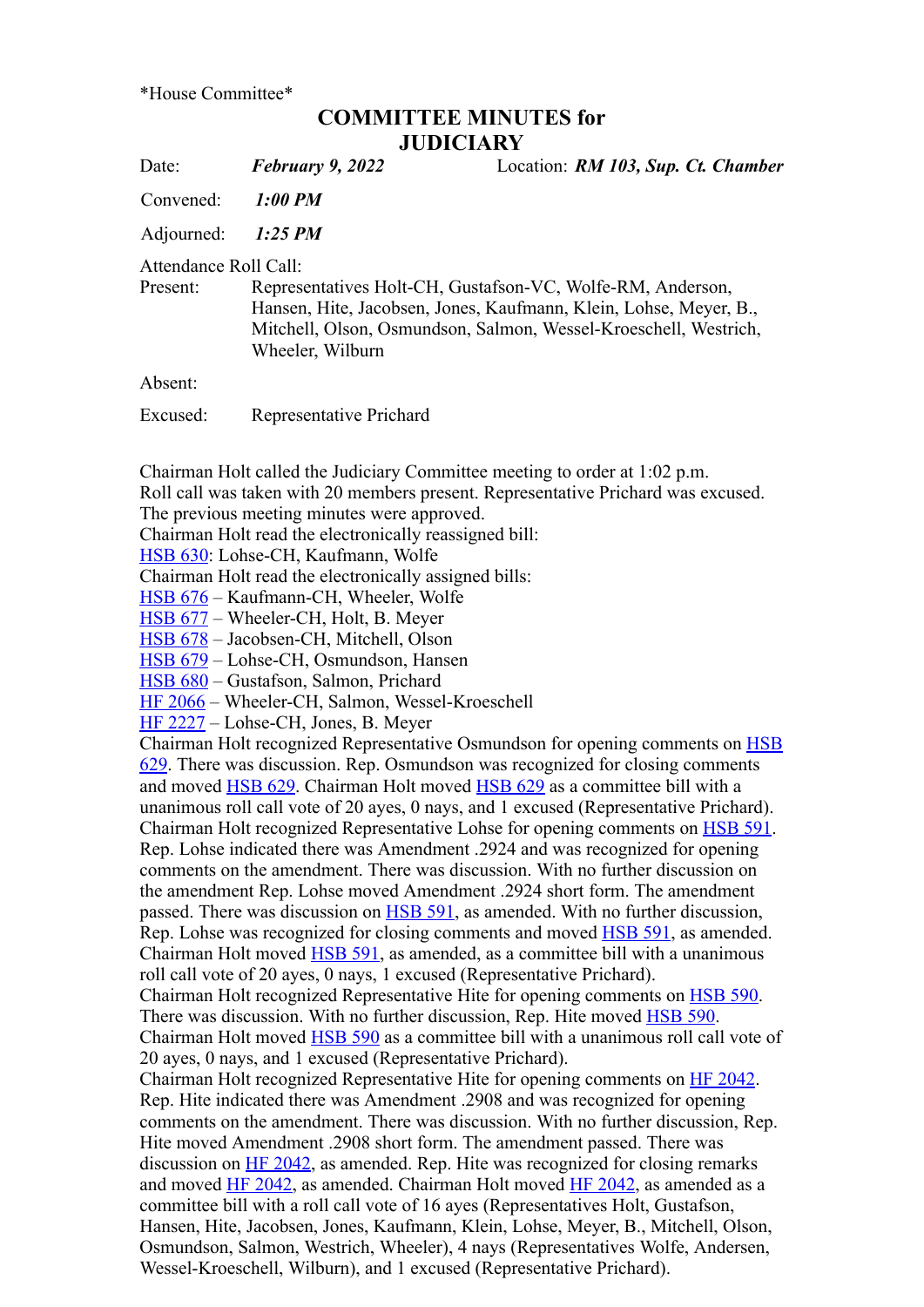*House Committee*

# COMMITTEE MINUTES for JUDICIARY

Date: ***February 9, 2022*** Location: ***RM 103, Sup. Ct. Chamber***

Convened: ***1:00 PM***

Adjourned: ***1:25 PM***

Attendance Roll Call:

Present: Representatives Holt-CH, Gustafson-VC, Wolfe-RM, Anderson, Hansen, Hite, Jacobsen, Jones, Kaufmann, Klein, Lohse, Meyer, B., Mitchell, Olson, Osmundson, Salmon, Wessel-Kroeschell, Westrich, Wheeler, Wilburn

Absent:

Excused: Representative Prichard

Chairman Holt called the Judiciary Committee meeting to order at 1:02 p.m.
Roll call was taken with 20 members present. Representative Prichard was excused.
The previous meeting minutes were approved.
Chairman Holt read the electronically reassigned bill:
HSB 630: Lohse-CH, Kaufmann, Wolfe
Chairman Holt read the electronically assigned bills:
HSB 676 – Kaufmann-CH, Wheeler, Wolfe
HSB 677 – Wheeler-CH, Holt, B. Meyer
HSB 678 – Jacobsen-CH, Mitchell, Olson
HSB 679 – Lohse-CH, Osmundson, Hansen
HSB 680 – Gustafson, Salmon, Prichard
HF 2066 – Wheeler-CH, Salmon, Wessel-Kroeschell
HF 2227 – Lohse-CH, Jones, B. Meyer
Chairman Holt recognized Representative Osmundson for opening comments on HSB 629. There was discussion. Rep. Osmundson was recognized for closing comments and moved HSB 629. Chairman Holt moved HSB 629 as a committee bill with a unanimous roll call vote of 20 ayes, 0 nays, and 1 excused (Representative Prichard).
Chairman Holt recognized Representative Lohse for opening comments on HSB 591. Rep. Lohse indicated there was Amendment .2924 and was recognized for opening comments on the amendment. There was discussion. With no further discussion on the amendment Rep. Lohse moved Amendment .2924 short form. The amendment passed. There was discussion on HSB 591, as amended. With no further discussion, Rep. Lohse was recognized for closing comments and moved HSB 591, as amended. Chairman Holt moved HSB 591, as amended, as a committee bill with a unanimous roll call vote of 20 ayes, 0 nays, 1 excused (Representative Prichard).
Chairman Holt recognized Representative Hite for opening comments on HSB 590. There was discussion. With no further discussion, Rep. Hite moved HSB 590. Chairman Holt moved HSB 590 as a committee bill with a unanimous roll call vote of 20 ayes, 0 nays, and 1 excused (Representative Prichard).
Chairman Holt recognized Representative Hite for opening comments on HF 2042. Rep. Hite indicated there was Amendment .2908 and was recognized for opening comments on the amendment. There was discussion. With no further discussion, Rep. Hite moved Amendment .2908 short form. The amendment passed. There was discussion on HF 2042, as amended. Rep. Hite was recognized for closing remarks and moved HF 2042, as amended. Chairman Holt moved HF 2042, as amended as a committee bill with a roll call vote of 16 ayes (Representatives Holt, Gustafson, Hansen, Hite, Jacobsen, Jones, Kaufmann, Klein, Lohse, Meyer, B., Mitchell, Olson, Osmundson, Salmon, Westrich, Wheeler), 4 nays (Representatives Wolfe, Andersen, Wessel-Kroeschell, Wilburn), and 1 excused (Representative Prichard).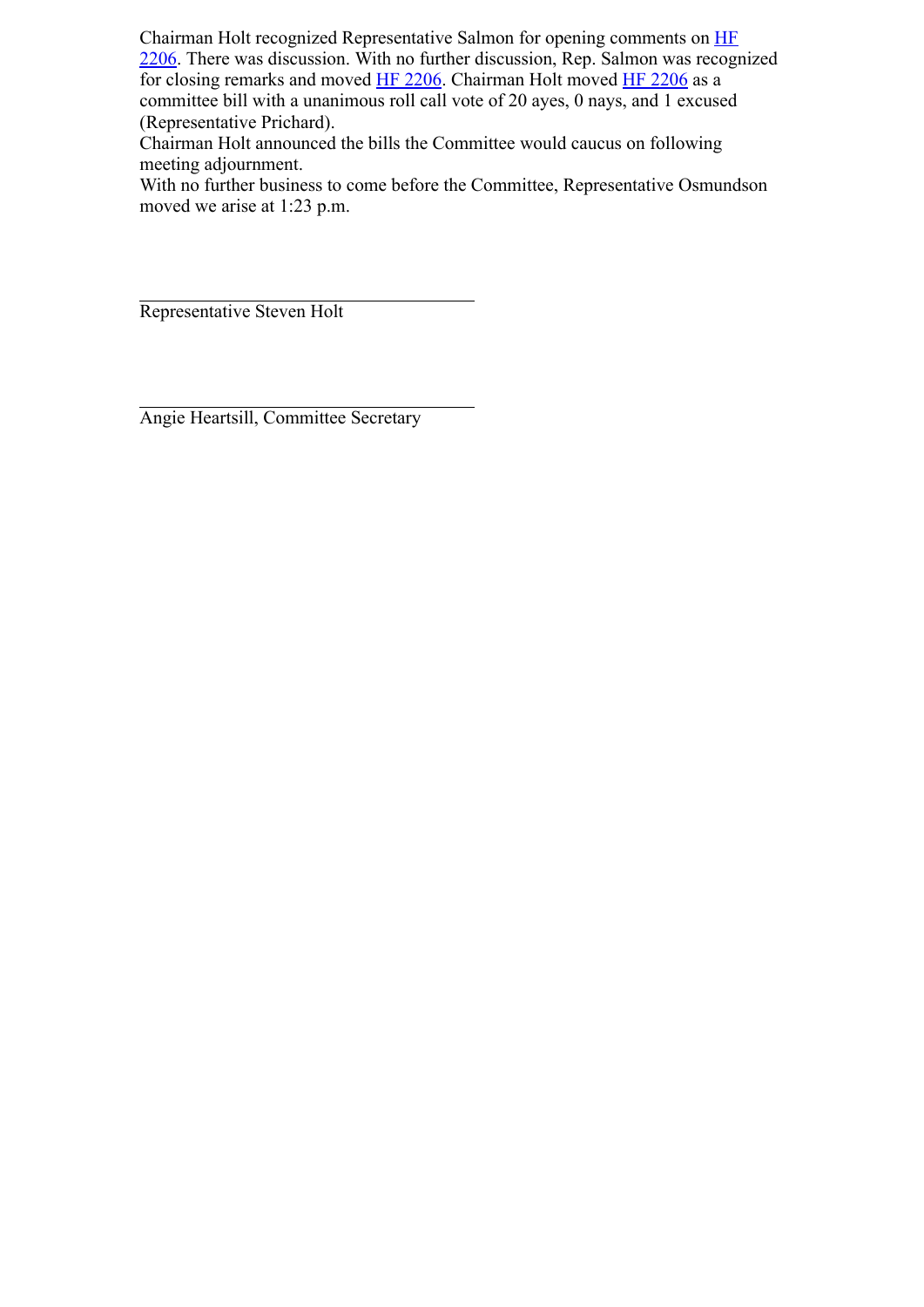Chairman Holt recognized Representative Salmon for opening comments on HF 2206. There was discussion. With no further discussion, Rep. Salmon was recognized for closing remarks and moved HF 2206. Chairman Holt moved HF 2206 as a committee bill with a unanimous roll call vote of 20 ayes, 0 nays, and 1 excused (Representative Prichard).

Chairman Holt announced the bills the Committee would caucus on following meeting adjournment.

With no further business to come before the Committee, Representative Osmundson moved we arise at 1:23 p.m.

\_\_\_\_\_\_\_\_\_\_\_\_\_\_\_\_\_\_\_\_\_\_\_\_\_\_\_\_\_\_\_\_\_\_\_\_

Representative Steven Holt

\_\_\_\_\_\_\_\_\_\_\_\_\_\_\_\_\_\_\_\_\_\_\_\_\_\_\_\_\_\_\_\_\_\_\_\_

Angie Heartsill, Committee Secretary